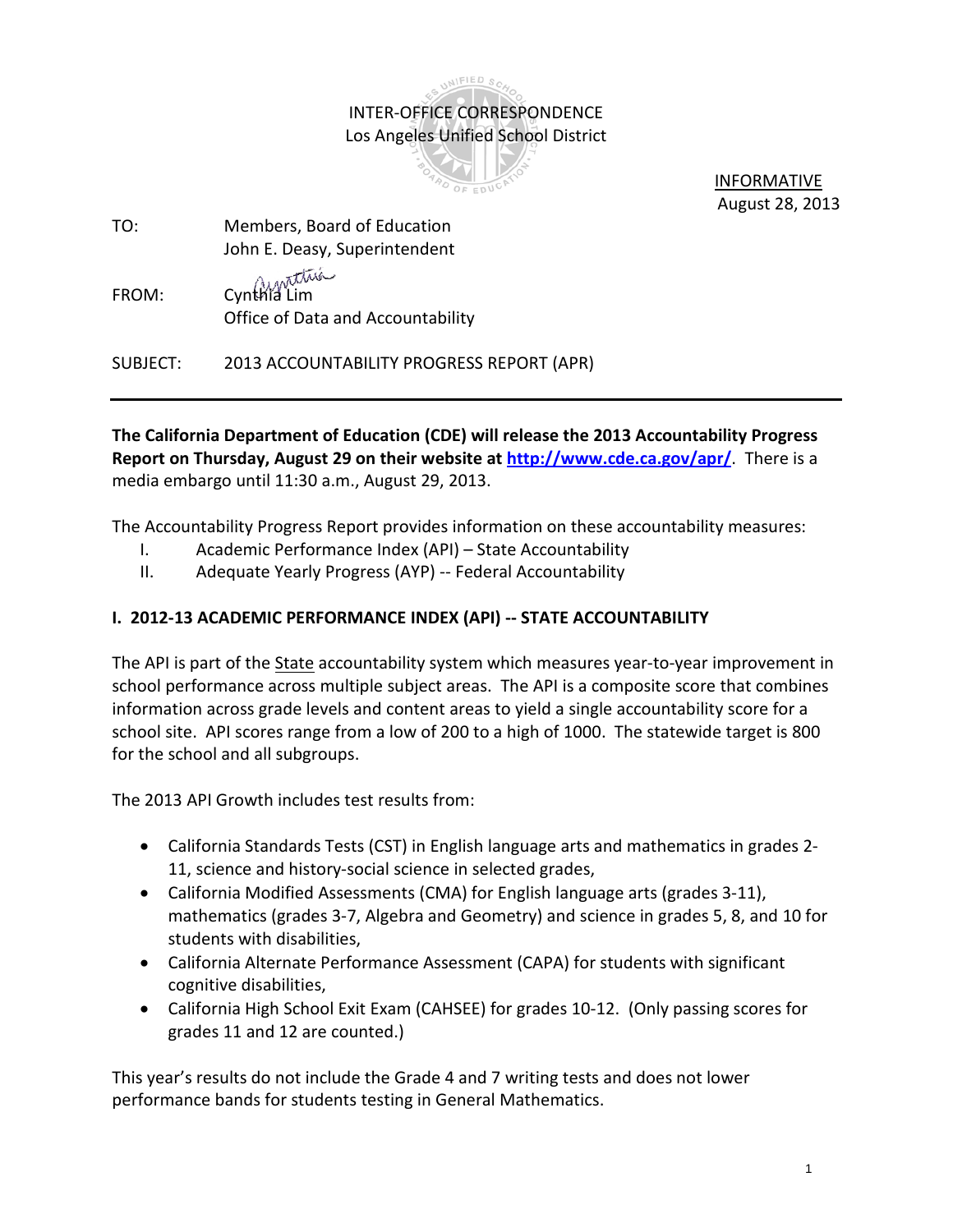INTER-OFFICE CORRESPONDENCE
Los Angeles Unified School District

INFORMATIVE
August 28, 2013

TO: Members, Board of Education
John E. Deasy, Superintendent

FROM: Cynthia Lim
Office of Data and Accountability

SUBJECT: 2013 ACCOUNTABILITY PROGRESS REPORT (APR)

---

**The California Department of Education (CDE) will release the 2013 Accountability Progress Report on Thursday, August 29 on their website at [http://www.cde.ca.gov/apr/](http://www.cde.ca.gov/apr/).** There is a media embargo until 11:30 a.m., August 29, 2013.

The Accountability Progress Report provides information on these accountability measures:

I. Academic Performance Index (API) – State Accountability
II. Adequate Yearly Progress (AYP) -- Federal Accountability

## I. 2012-13 ACADEMIC PERFORMANCE INDEX (API) -- STATE ACCOUNTABILITY

The API is part of the State accountability system which measures year-to-year improvement in school performance across multiple subject areas. The API is a composite score that combines information across grade levels and content areas to yield a single accountability score for a school site. API scores range from a low of 200 to a high of 1000. The statewide target is 800 for the school and all subgroups.

The 2013 API Growth includes test results from:

- California Standards Tests (CST) in English language arts and mathematics in grades 2-11, science and history-social science in selected grades,
- California Modified Assessments (CMA) for English language arts (grades 3-11), mathematics (grades 3-7, Algebra and Geometry) and science in grades 5, 8, and 10 for students with disabilities,
- California Alternate Performance Assessment (CAPA) for students with significant cognitive disabilities,
- California High School Exit Exam (CAHSEE) for grades 10-12. (Only passing scores for grades 11 and 12 are counted.)

This year's results do not include the Grade 4 and 7 writing tests and does not lower performance bands for students testing in General Mathematics.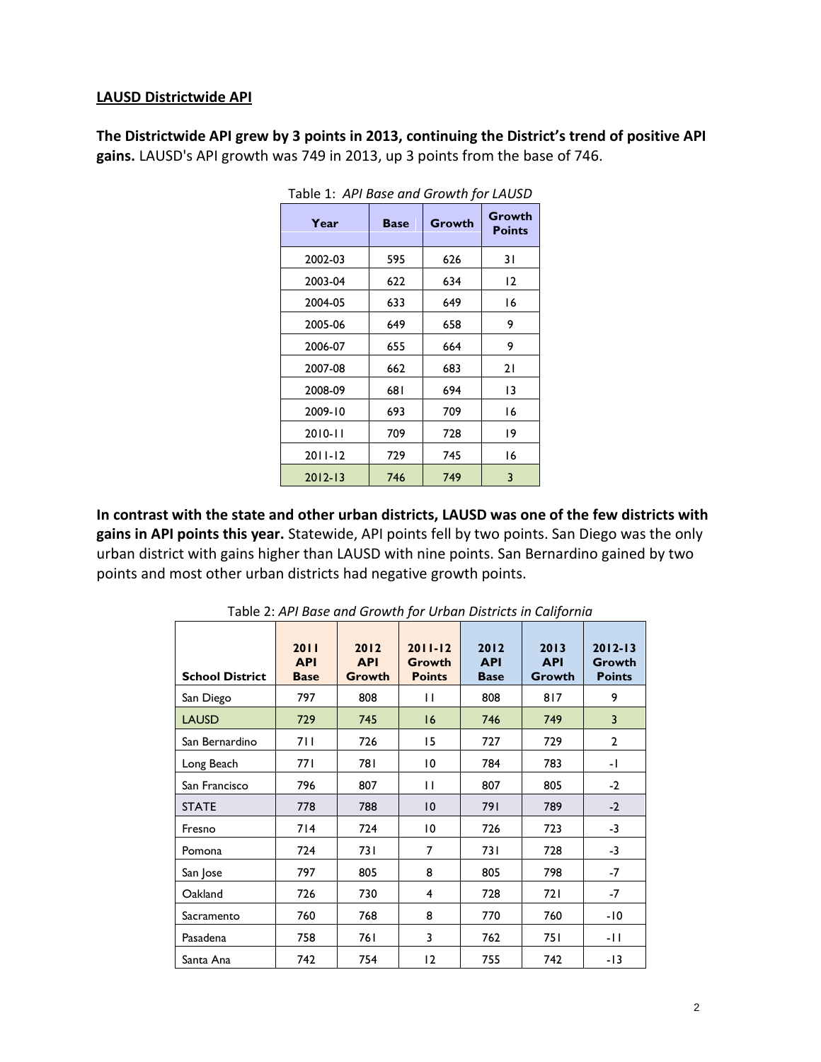## LAUSD Districtwide API

**The Districtwide API grew by 3 points in 2013, continuing the District's trend of positive API gains.** LAUSD's API growth was 749 in 2013, up 3 points from the base of 746.

Table 1: *API Base and Growth for LAUSD*

| Year | Base | Growth | Growth Points |
|---|---|---|---|
| 2002-03 | 595 | 626 | 31 |
| 2003-04 | 622 | 634 | 12 |
| 2004-05 | 633 | 649 | 16 |
| 2005-06 | 649 | 658 | 9 |
| 2006-07 | 655 | 664 | 9 |
| 2007-08 | 662 | 683 | 21 |
| 2008-09 | 681 | 694 | 13 |
| 2009-10 | 693 | 709 | 16 |
| 2010-11 | 709 | 728 | 19 |
| 2011-12 | 729 | 745 | 16 |
| 2012-13 | 746 | 749 | 3 |

**In contrast with the state and other urban districts, LAUSD was one of the few districts with gains in API points this year.** Statewide, API points fell by two points. San Diego was the only urban district with gains higher than LAUSD with nine points. San Bernardino gained by two points and most other urban districts had negative growth points.

Table 2: *API Base and Growth for Urban Districts in California*

| School District | 2011 API Base | 2012 API Growth | 2011-12 Growth Points | 2012 API Base | 2013 API Growth | 2012-13 Growth Points |
|---|---|---|---|---|---|---|
| San Diego | 797 | 808 | 11 | 808 | 817 | 9 |
| LAUSD | 729 | 745 | 16 | 746 | 749 | 3 |
| San Bernardino | 711 | 726 | 15 | 727 | 729 | 2 |
| Long Beach | 771 | 781 | 10 | 784 | 783 | -1 |
| San Francisco | 796 | 807 | 11 | 807 | 805 | -2 |
| STATE | 778 | 788 | 10 | 791 | 789 | -2 |
| Fresno | 714 | 724 | 10 | 726 | 723 | -3 |
| Pomona | 724 | 731 | 7 | 731 | 728 | -3 |
| San Jose | 797 | 805 | 8 | 805 | 798 | -7 |
| Oakland | 726 | 730 | 4 | 728 | 721 | -7 |
| Sacramento | 760 | 768 | 8 | 770 | 760 | -10 |
| Pasadena | 758 | 761 | 3 | 762 | 751 | -11 |
| Santa Ana | 742 | 754 | 12 | 755 | 742 | -13 |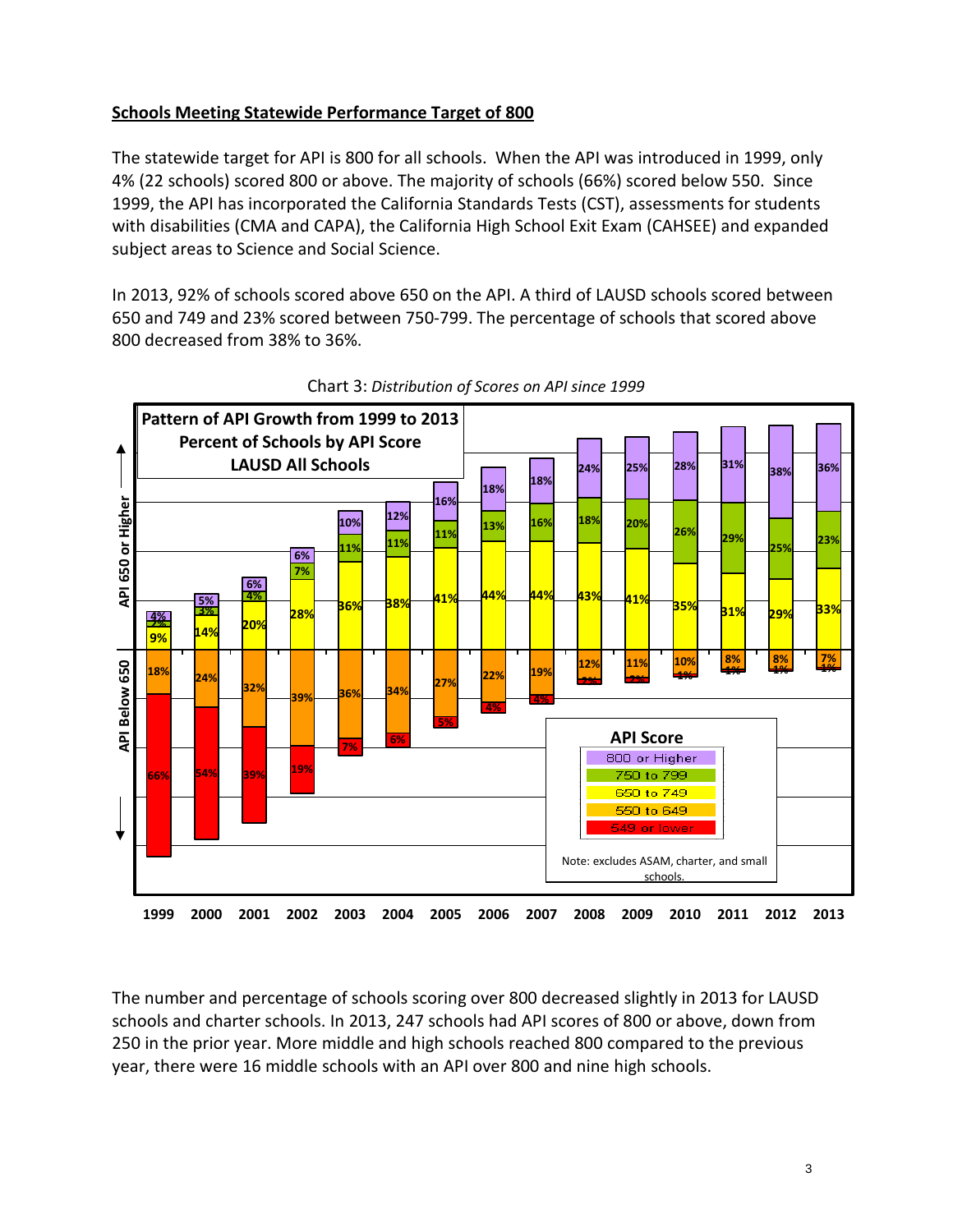## Schools Meeting Statewide Performance Target of 800

The statewide target for API is 800 for all schools. When the API was introduced in 1999, only 4% (22 schools) scored 800 or above. The majority of schools (66%) scored below 550. Since 1999, the API has incorporated the California Standards Tests (CST), assessments for students with disabilities (CMA and CAPA), the California High School Exit Exam (CAHSEE) and expanded subject areas to Science and Social Science.

In 2013, 92% of schools scored above 650 on the API. A third of LAUSD schools scored between 650 and 749 and 23% scored between 750-799. The percentage of schools that scored above 800 decreased from 38% to 36%.

Chart 3: *Distribution of Scores on API since 1999*

**Pattern of API Growth from 1999 to 2013**
**Percent of Schools by API Score**
**LAUSD All Schools**

| API Score | 1999 | 2000 | 2001 | 2002 | 2003 | 2004 | 2005 | 2006 | 2007 | 2008 | 2009 | 2010 | 2011 | 2012 | 2013 |
|---|---|---|---|---|---|---|---|---|---|---|---|---|---|---|---|
| 800 or Higher | 4% | 5% | 6% | 6% | 10% | 12% | 16% | 18% | 18% | 24% | 25% | 28% | 31% | 38% | 36% |
| 750 to 799 | 2% | 3% | 4% | 7% | 11% | 11% | 11% | 13% | 16% | 18% | 20% | 26% | 29% | 25% | 23% |
| 650 to 749 | 9% | 14% | 20% | 28% | 36% | 38% | 41% | 44% | 44% | 43% | 41% | 35% | 31% | 29% | 33% |
| 550 to 649 | 18% | 24% | 32% | 39% | 36% | 34% | 27% | 22% | 19% | 12% | 11% | 10% | 8% | 8% | 7% |
| 549 or lower | 66% | 54% | 39% | 19% | 7% | 6% | 5% | 4% | 4% | 2% | 2% | 1% | 1% | 1% | 1% |

API 650 or Higher / API Below 650

Note: excludes ASAM, charter, and small schools.

The number and percentage of schools scoring over 800 decreased slightly in 2013 for LAUSD schools and charter schools. In 2013, 247 schools had API scores of 800 or above, down from 250 in the prior year. More middle and high schools reached 800 compared to the previous year, there were 16 middle schools with an API over 800 and nine high schools.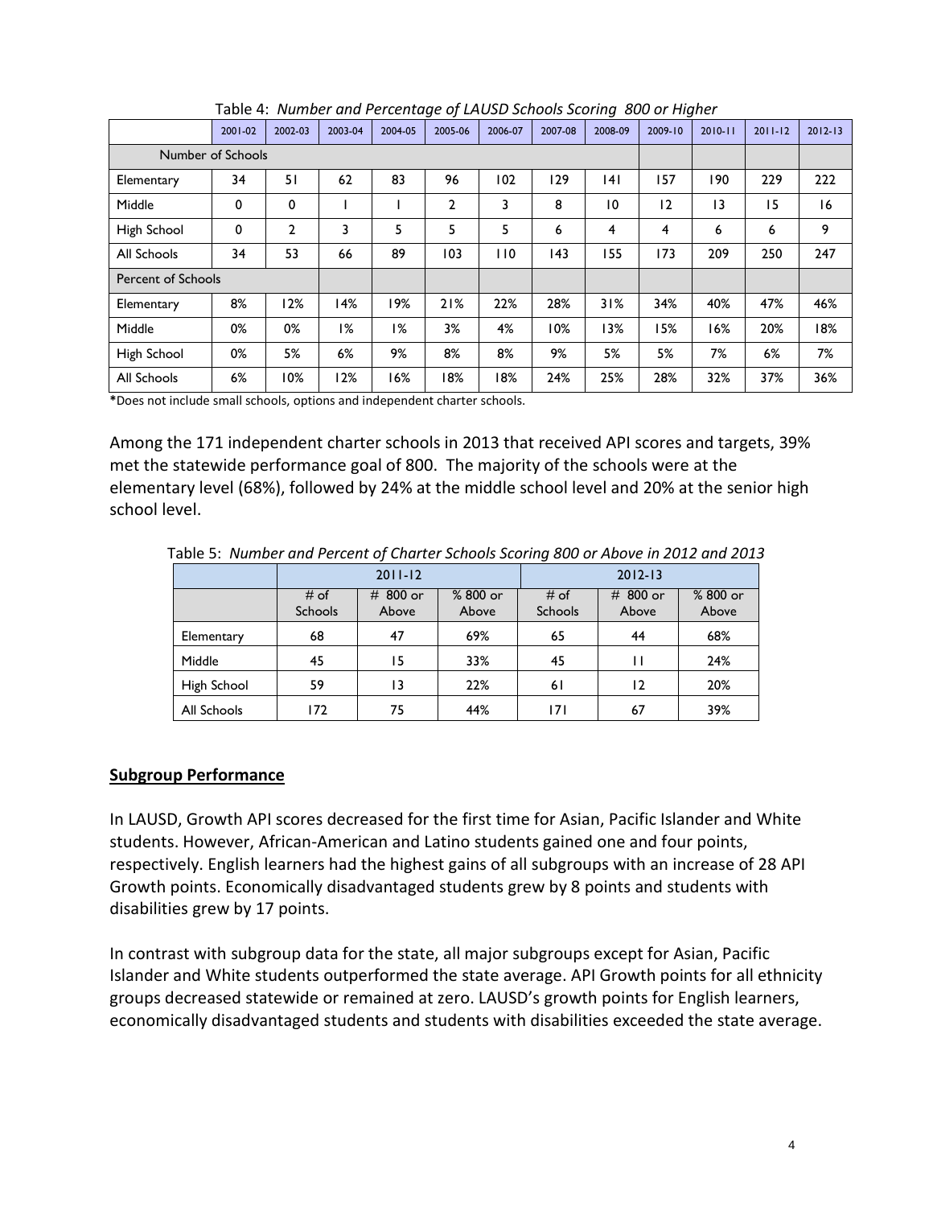Table 4: *Number and Percentage of LAUSD Schools Scoring 800 or Higher*

| | 2001-02 | 2002-03 | 2003-04 | 2004-05 | 2005-06 | 2006-07 | 2007-08 | 2008-09 | 2009-10 | 2010-11 | 2011-12 | 2012-13 |
|---|---|---|---|---|---|---|---|---|---|---|---|---|
| Number of Schools | | | | | | | | | | | | |
| Elementary | 34 | 51 | 62 | 83 | 96 | 102 | 129 | 141 | 157 | 190 | 229 | 222 |
| Middle | 0 | 0 | 1 | 1 | 2 | 3 | 8 | 10 | 12 | 13 | 15 | 16 |
| High School | 0 | 2 | 3 | 5 | 5 | 5 | 6 | 4 | 4 | 6 | 6 | 9 |
| All Schools | 34 | 53 | 66 | 89 | 103 | 110 | 143 | 155 | 173 | 209 | 250 | 247 |
| Percent of Schools | | | | | | | | | | | | |
| Elementary | 8% | 12% | 14% | 19% | 21% | 22% | 28% | 31% | 34% | 40% | 47% | 46% |
| Middle | 0% | 0% | 1% | 1% | 3% | 4% | 10% | 13% | 15% | 16% | 20% | 18% |
| High School | 0% | 5% | 6% | 9% | 8% | 8% | 9% | 5% | 5% | 7% | 6% | 7% |
| All Schools | 6% | 10% | 12% | 16% | 18% | 18% | 24% | 25% | 28% | 32% | 37% | 36% |

*Does not include small schools, options and independent charter schools.

Among the 171 independent charter schools in 2013 that received API scores and targets, 39% met the statewide performance goal of 800. The majority of the schools were at the elementary level (68%), followed by 24% at the middle school level and 20% at the senior high school level.

Table 5: *Number and Percent of Charter Schools Scoring 800 or Above in 2012 and 2013*

| | 2011-12 | | | 2012-13 | | |
|---|---|---|---|---|---|---|
| | # of Schools | # 800 or Above | % 800 or Above | # of Schools | # 800 or Above | % 800 or Above |
| Elementary | 68 | 47 | 69% | 65 | 44 | 68% |
| Middle | 45 | 15 | 33% | 45 | 11 | 24% |
| High School | 59 | 13 | 22% | 61 | 12 | 20% |
| All Schools | 172 | 75 | 44% | 171 | 67 | 39% |

## Subgroup Performance

In LAUSD, Growth API scores decreased for the first time for Asian, Pacific Islander and White students. However, African-American and Latino students gained one and four points, respectively. English learners had the highest gains of all subgroups with an increase of 28 API Growth points. Economically disadvantaged students grew by 8 points and students with disabilities grew by 17 points.

In contrast with subgroup data for the state, all major subgroups except for Asian, Pacific Islander and White students outperformed the state average. API Growth points for all ethnicity groups decreased statewide or remained at zero. LAUSD's growth points for English learners, economically disadvantaged students and students with disabilities exceeded the state average.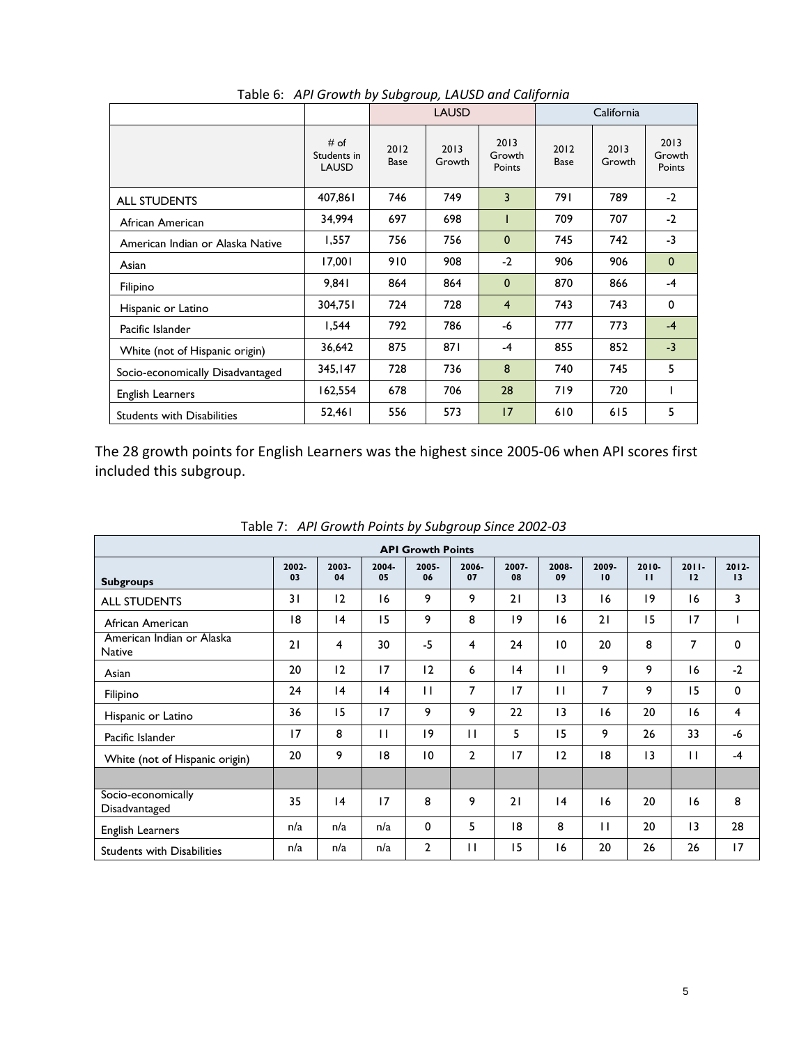Table 6: *API Growth by Subgroup, LAUSD and California*

| | | LAUSD | | | California | | |
|---|---|---|---|---|---|---|---|
| | # of Students in LAUSD | 2012 Base | 2013 Growth | 2013 Growth Points | 2012 Base | 2013 Growth | 2013 Growth Points |
| ALL STUDENTS | 407,861 | 746 | 749 | 3 | 791 | 789 | -2 |
| African American | 34,994 | 697 | 698 | 1 | 709 | 707 | -2 |
| American Indian or Alaska Native | 1,557 | 756 | 756 | 0 | 745 | 742 | -3 |
| Asian | 17,001 | 910 | 908 | -2 | 906 | 906 | 0 |
| Filipino | 9,841 | 864 | 864 | 0 | 870 | 866 | -4 |
| Hispanic or Latino | 304,751 | 724 | 728 | 4 | 743 | 743 | 0 |
| Pacific Islander | 1,544 | 792 | 786 | -6 | 777 | 773 | -4 |
| White (not of Hispanic origin) | 36,642 | 875 | 871 | -4 | 855 | 852 | -3 |
| Socio-economically Disadvantaged | 345,147 | 728 | 736 | 8 | 740 | 745 | 5 |
| English Learners | 162,554 | 678 | 706 | 28 | 719 | 720 | 1 |
| Students with Disabilities | 52,461 | 556 | 573 | 17 | 610 | 615 | 5 |

The 28 growth points for English Learners was the highest since 2005-06 when API scores first included this subgroup.

Table 7: *API Growth Points by Subgroup Since 2002-03*

| API Growth Points | | | | | | | | | | | |
|---|---|---|---|---|---|---|---|---|---|---|---|
| **Subgroups** | **2002-03** | **2003-04** | **2004-05** | **2005-06** | **2006-07** | **2007-08** | **2008-09** | **2009-10** | **2010-11** | **2011-12** | **2012-13** |
| ALL STUDENTS | 31 | 12 | 16 | 9 | 9 | 21 | 13 | 16 | 19 | 16 | 3 |
| African American | 18 | 14 | 15 | 9 | 8 | 19 | 16 | 21 | 15 | 17 | 1 |
| American Indian or Alaska Native | 21 | 4 | 30 | -5 | 4 | 24 | 10 | 20 | 8 | 7 | 0 |
| Asian | 20 | 12 | 17 | 12 | 6 | 14 | 11 | 9 | 9 | 16 | -2 |
| Filipino | 24 | 14 | 14 | 11 | 7 | 17 | 11 | 7 | 9 | 15 | 0 |
| Hispanic or Latino | 36 | 15 | 17 | 9 | 9 | 22 | 13 | 16 | 20 | 16 | 4 |
| Pacific Islander | 17 | 8 | 11 | 19 | 11 | 5 | 15 | 9 | 26 | 33 | -6 |
| White (not of Hispanic origin) | 20 | 9 | 18 | 10 | 2 | 17 | 12 | 18 | 13 | 11 | -4 |
| | | | | | | | | | | | |
| Socio-economically Disadvantaged | 35 | 14 | 17 | 8 | 9 | 21 | 14 | 16 | 20 | 16 | 8 |
| English Learners | n/a | n/a | n/a | 0 | 5 | 18 | 8 | 11 | 20 | 13 | 28 |
| Students with Disabilities | n/a | n/a | n/a | 2 | 11 | 15 | 16 | 20 | 26 | 26 | 17 |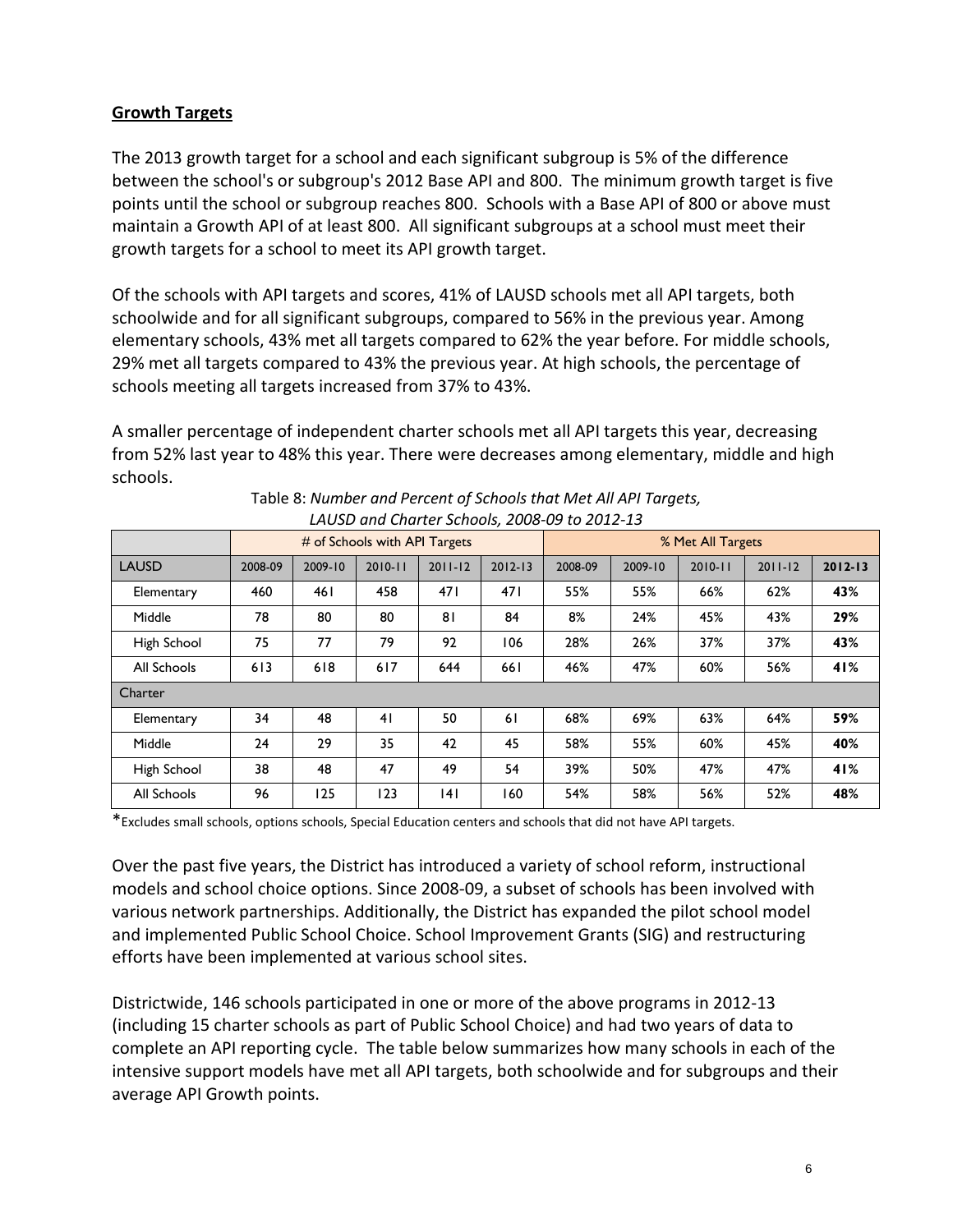## Growth Targets

The 2013 growth target for a school and each significant subgroup is 5% of the difference between the school's or subgroup's 2012 Base API and 800. The minimum growth target is five points until the school or subgroup reaches 800. Schools with a Base API of 800 or above must maintain a Growth API of at least 800. All significant subgroups at a school must meet their growth targets for a school to meet its API growth target.

Of the schools with API targets and scores, 41% of LAUSD schools met all API targets, both schoolwide and for all significant subgroups, compared to 56% in the previous year. Among elementary schools, 43% met all targets compared to 62% the year before. For middle schools, 29% met all targets compared to 43% the previous year. At high schools, the percentage of schools meeting all targets increased from 37% to 43%.

A smaller percentage of independent charter schools met all API targets this year, decreasing from 52% last year to 48% this year. There were decreases among elementary, middle and high schools.

Table 8: *Number and Percent of Schools that Met All API Targets, LAUSD and Charter Schools, 2008-09 to 2012-13*

| | # of Schools with API Targets | | | | | % Met All Targets | | | | |
|---|---|---|---|---|---|---|---|---|---|---|
| LAUSD | 2008-09 | 2009-10 | 2010-11 | 2011-12 | 2012-13 | 2008-09 | 2009-10 | 2010-11 | 2011-12 | **2012-13** |
| Elementary | 460 | 461 | 458 | 471 | 471 | 55% | 55% | 66% | 62% | **43%** |
| Middle | 78 | 80 | 80 | 81 | 84 | 8% | 24% | 45% | 43% | **29%** |
| High School | 75 | 77 | 79 | 92 | 106 | 28% | 26% | 37% | 37% | **43%** |
| All Schools | 613 | 618 | 617 | 644 | 661 | 46% | 47% | 60% | 56% | **41%** |
| Charter | | | | | | | | | | |
| Elementary | 34 | 48 | 41 | 50 | 61 | 68% | 69% | 63% | 64% | **59%** |
| Middle | 24 | 29 | 35 | 42 | 45 | 58% | 55% | 60% | 45% | **40%** |
| High School | 38 | 48 | 47 | 49 | 54 | 39% | 50% | 47% | 47% | **41%** |
| All Schools | 96 | 125 | 123 | 141 | 160 | 54% | 58% | 56% | 52% | **48%** |

*Excludes small schools, options schools, Special Education centers and schools that did not have API targets.

Over the past five years, the District has introduced a variety of school reform, instructional models and school choice options. Since 2008-09, a subset of schools has been involved with various network partnerships. Additionally, the District has expanded the pilot school model and implemented Public School Choice. School Improvement Grants (SIG) and restructuring efforts have been implemented at various school sites.

Districtwide, 146 schools participated in one or more of the above programs in 2012-13 (including 15 charter schools as part of Public School Choice) and had two years of data to complete an API reporting cycle. The table below summarizes how many schools in each of the intensive support models have met all API targets, both schoolwide and for subgroups and their average API Growth points.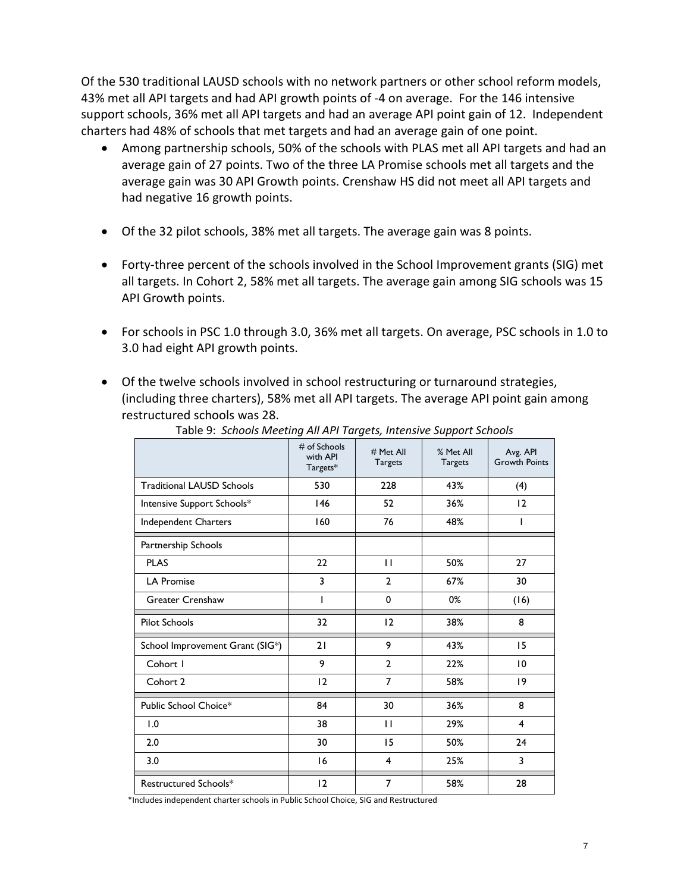Of the 530 traditional LAUSD schools with no network partners or other school reform models, 43% met all API targets and had API growth points of -4 on average. For the 146 intensive support schools, 36% met all API targets and had an average API point gain of 12. Independent charters had 48% of schools that met targets and had an average gain of one point.

- Among partnership schools, 50% of the schools with PLAS met all API targets and had an average gain of 27 points. Two of the three LA Promise schools met all targets and the average gain was 30 API Growth points. Crenshaw HS did not meet all API targets and had negative 16 growth points.

- Of the 32 pilot schools, 38% met all targets. The average gain was 8 points.

- Forty-three percent of the schools involved in the School Improvement grants (SIG) met all targets. In Cohort 2, 58% met all targets. The average gain among SIG schools was 15 API Growth points.

- For schools in PSC 1.0 through 3.0, 36% met all targets. On average, PSC schools in 1.0 to 3.0 had eight API growth points.

- Of the twelve schools involved in school restructuring or turnaround strategies, (including three charters), 58% met all API targets. The average API point gain among restructured schools was 28.

Table 9: *Schools Meeting All API Targets, Intensive Support Schools*

| | # of Schools with API Targets* | # Met All Targets | % Met All Targets | Avg. API Growth Points |
|---|---|---|---|---|
| Traditional LAUSD Schools | 530 | 228 | 43% | (4) |
| Intensive Support Schools* | 146 | 52 | 36% | 12 |
| Independent Charters | 160 | 76 | 48% | 1 |
| Partnership Schools | | | | |
| PLAS | 22 | 11 | 50% | 27 |
| LA Promise | 3 | 2 | 67% | 30 |
| Greater Crenshaw | 1 | 0 | 0% | (16) |
| Pilot Schools | 32 | 12 | 38% | 8 |
| School Improvement Grant (SIG*) | 21 | 9 | 43% | 15 |
| Cohort 1 | 9 | 2 | 22% | 10 |
| Cohort 2 | 12 | 7 | 58% | 19 |
| Public School Choice* | 84 | 30 | 36% | 8 |
| 1.0 | 38 | 11 | 29% | 4 |
| 2.0 | 30 | 15 | 50% | 24 |
| 3.0 | 16 | 4 | 25% | 3 |
| Restructured Schools* | 12 | 7 | 58% | 28 |

*Includes independent charter schools in Public School Choice, SIG and Restructured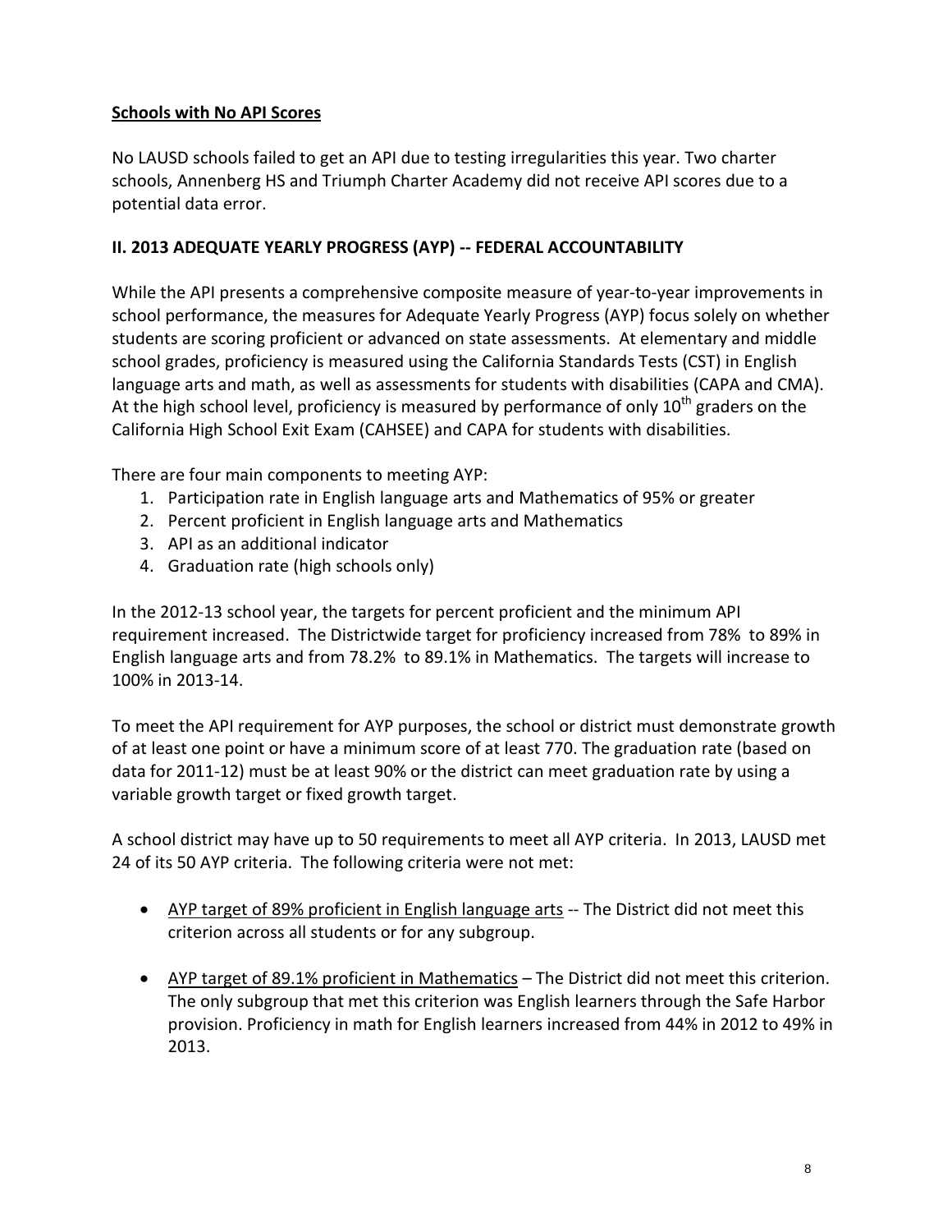**<u>Schools with No API Scores</u>**

No LAUSD schools failed to get an API due to testing irregularities this year. Two charter schools, Annenberg HS and Triumph Charter Academy did not receive API scores due to a potential data error.

## II. 2013 ADEQUATE YEARLY PROGRESS (AYP) -- FEDERAL ACCOUNTABILITY

While the API presents a comprehensive composite measure of year-to-year improvements in school performance, the measures for Adequate Yearly Progress (AYP) focus solely on whether students are scoring proficient or advanced on state assessments. At elementary and middle school grades, proficiency is measured using the California Standards Tests (CST) in English language arts and math, as well as assessments for students with disabilities (CAPA and CMA). At the high school level, proficiency is measured by performance of only 10th graders on the California High School Exit Exam (CAHSEE) and CAPA for students with disabilities.

There are four main components to meeting AYP:

1. Participation rate in English language arts and Mathematics of 95% or greater
2. Percent proficient in English language arts and Mathematics
3. API as an additional indicator
4. Graduation rate (high schools only)

In the 2012-13 school year, the targets for percent proficient and the minimum API requirement increased. The Districtwide target for proficiency increased from 78% to 89% in English language arts and from 78.2% to 89.1% in Mathematics. The targets will increase to 100% in 2013-14.

To meet the API requirement for AYP purposes, the school or district must demonstrate growth of at least one point or have a minimum score of at least 770. The graduation rate (based on data for 2011-12) must be at least 90% or the district can meet graduation rate by using a variable growth target or fixed growth target.

A school district may have up to 50 requirements to meet all AYP criteria. In 2013, LAUSD met 24 of its 50 AYP criteria. The following criteria were not met:

- <u>AYP target of 89% proficient in English language arts</u> -- The District did not meet this criterion across all students or for any subgroup.
- <u>AYP target of 89.1% proficient in Mathematics</u> – The District did not meet this criterion. The only subgroup that met this criterion was English learners through the Safe Harbor provision. Proficiency in math for English learners increased from 44% in 2012 to 49% in 2013.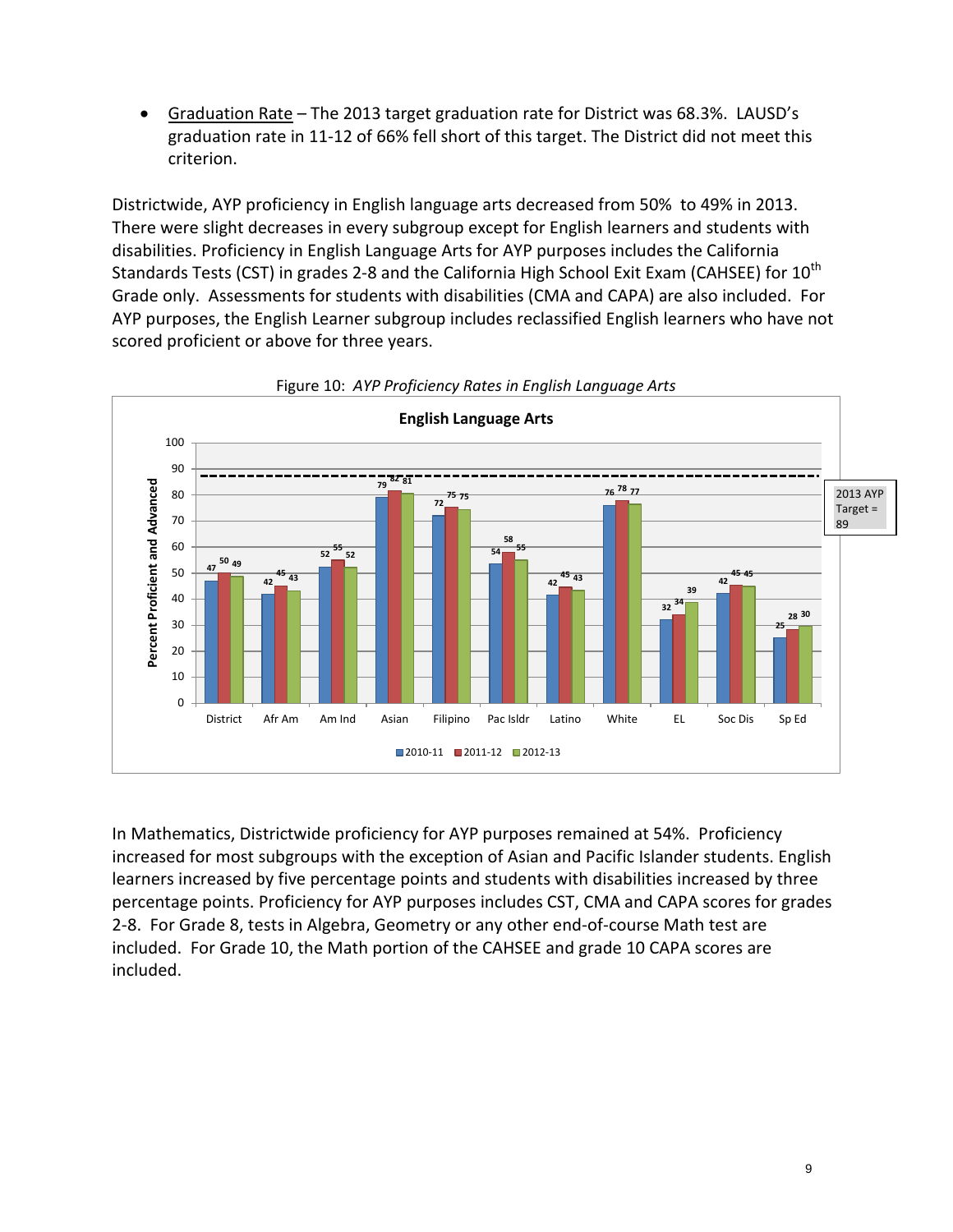- Graduation Rate – The 2013 target graduation rate for District was 68.3%. LAUSD's graduation rate in 11-12 of 66% fell short of this target. The District did not meet this criterion.

Districtwide, AYP proficiency in English language arts decreased from 50% to 49% in 2013. There were slight decreases in every subgroup except for English learners and students with disabilities. Proficiency in English Language Arts for AYP purposes includes the California Standards Tests (CST) in grades 2-8 and the California High School Exit Exam (CAHSEE) for 10th Grade only. Assessments for students with disabilities (CMA and CAPA) are also included. For AYP purposes, the English Learner subgroup includes reclassified English learners who have not scored proficient or above for three years.

Figure 10: *AYP Proficiency Rates in English Language Arts*

**English Language Arts**

Percent Proficient and Advanced (2013 AYP Target = 89)

| | District | Afr Am | Am Ind | Asian | Filipino | Pac Isldr | Latino | White | EL | Soc Dis | Sp Ed |
|---|---|---|---|---|---|---|---|---|---|---|---|
| 2010-11 | 47 | 42 | 52 | 79 | 72 | 54 | 42 | 76 | 32 | 42 | 25 |
| 2011-12 | 50 | 45 | 55 | 82 | 75 | 58 | 45 | 78 | 34 | 45 | 28 |
| 2012-13 | 49 | 43 | 52 | 81 | 75 | 55 | 43 | 77 | 39 | 45 | 30 |

In Mathematics, Districtwide proficiency for AYP purposes remained at 54%. Proficiency increased for most subgroups with the exception of Asian and Pacific Islander students. English learners increased by five percentage points and students with disabilities increased by three percentage points. Proficiency for AYP purposes includes CST, CMA and CAPA scores for grades 2-8. For Grade 8, tests in Algebra, Geometry or any other end-of-course Math test are included. For Grade 10, the Math portion of the CAHSEE and grade 10 CAPA scores are included.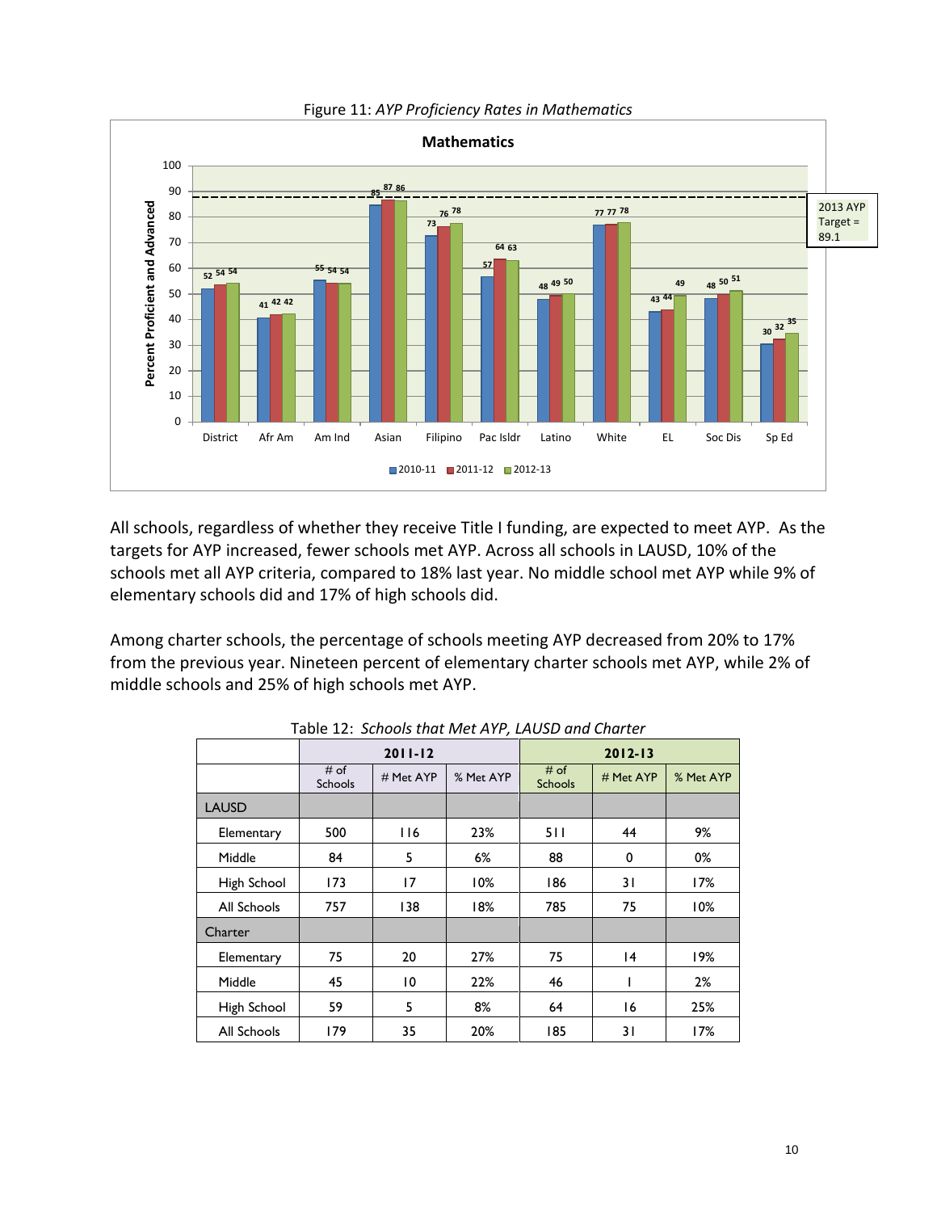Figure 11: *AYP Proficiency Rates in Mathematics*

All schools, regardless of whether they receive Title I funding, are expected to meet AYP. As the targets for AYP increased, fewer schools met AYP. Across all schools in LAUSD, 10% of the schools met all AYP criteria, compared to 18% last year. No middle school met AYP while 9% of elementary schools did and 17% of high schools did.

Among charter schools, the percentage of schools meeting AYP decreased from 20% to 17% from the previous year. Nineteen percent of elementary charter schools met AYP, while 2% of middle schools and 25% of high schools met AYP.

Table 12: *Schools that Met AYP, LAUSD and Charter*

| | 2011-12 | | | 2012-13 | | |
|---|---|---|---|---|---|---|
| | # of Schools | # Met AYP | % Met AYP | # of Schools | # Met AYP | % Met AYP |
| LAUSD | | | | | | |
| Elementary | 500 | 116 | 23% | 511 | 44 | 9% |
| Middle | 84 | 5 | 6% | 88 | 0 | 0% |
| High School | 173 | 17 | 10% | 186 | 31 | 17% |
| All Schools | 757 | 138 | 18% | 785 | 75 | 10% |
| Charter | | | | | | |
| Elementary | 75 | 20 | 27% | 75 | 14 | 19% |
| Middle | 45 | 10 | 22% | 46 | 1 | 2% |
| High School | 59 | 5 | 8% | 64 | 16 | 25% |
| All Schools | 179 | 35 | 20% | 185 | 31 | 17% |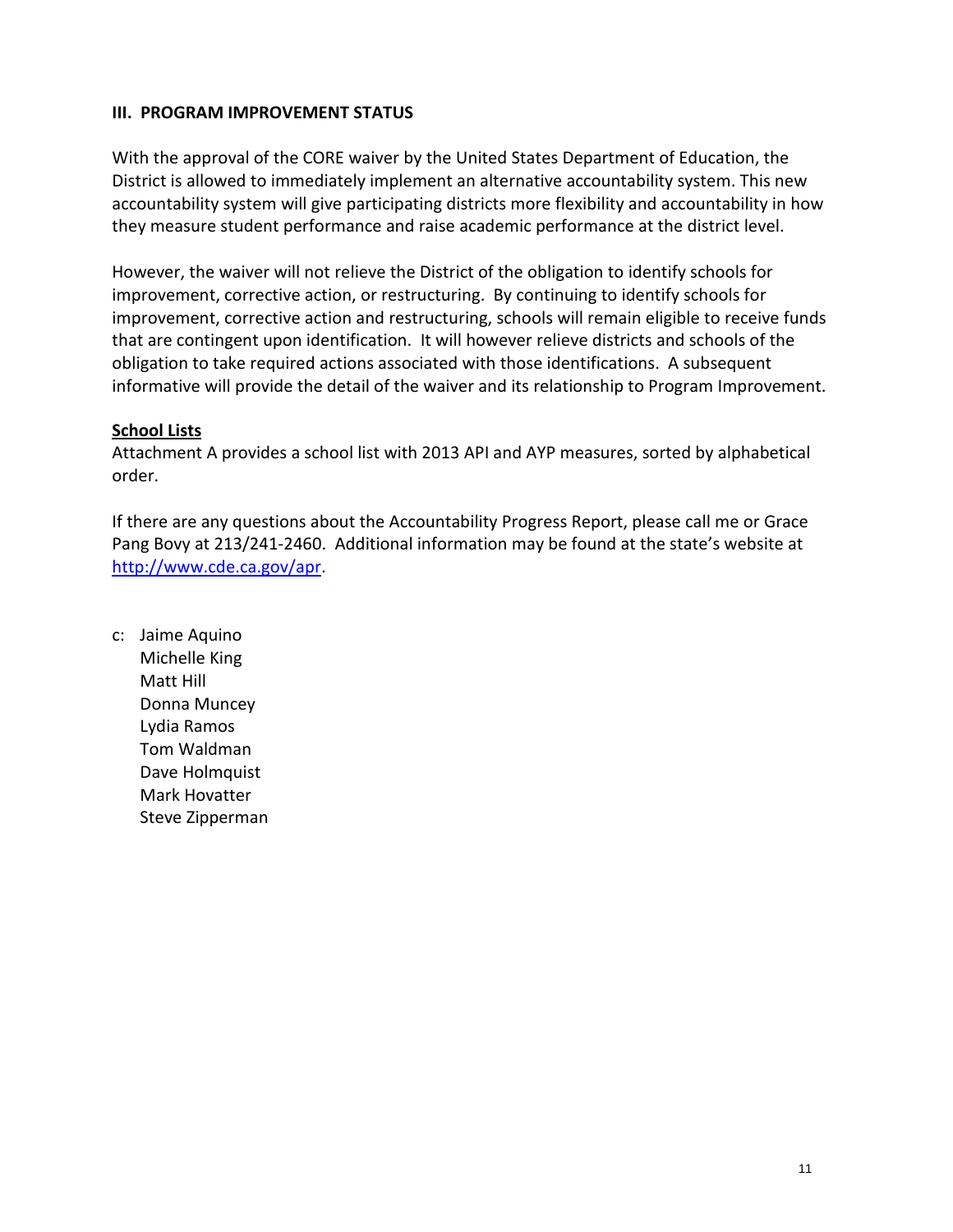## III. PROGRAM IMPROVEMENT STATUS

With the approval of the CORE waiver by the United States Department of Education, the District is allowed to immediately implement an alternative accountability system. This new accountability system will give participating districts more flexibility and accountability in how they measure student performance and raise academic performance at the district level.

However, the waiver will not relieve the District of the obligation to identify schools for improvement, corrective action, or restructuring. By continuing to identify schools for improvement, corrective action and restructuring, schools will remain eligible to receive funds that are contingent upon identification. It will however relieve districts and schools of the obligation to take required actions associated with those identifications. A subsequent informative will provide the detail of the waiver and its relationship to Program Improvement.

**School Lists**

Attachment A provides a school list with 2013 API and AYP measures, sorted by alphabetical order.

If there are any questions about the Accountability Progress Report, please call me or Grace Pang Bovy at 213/241-2460. Additional information may be found at the state's website at [http://www.cde.ca.gov/apr](http://www.cde.ca.gov/apr).

c: Jaime Aquino
Michelle King
Matt Hill
Donna Muncey
Lydia Ramos
Tom Waldman
Dave Holmquist
Mark Hovatter
Steve Zipperman